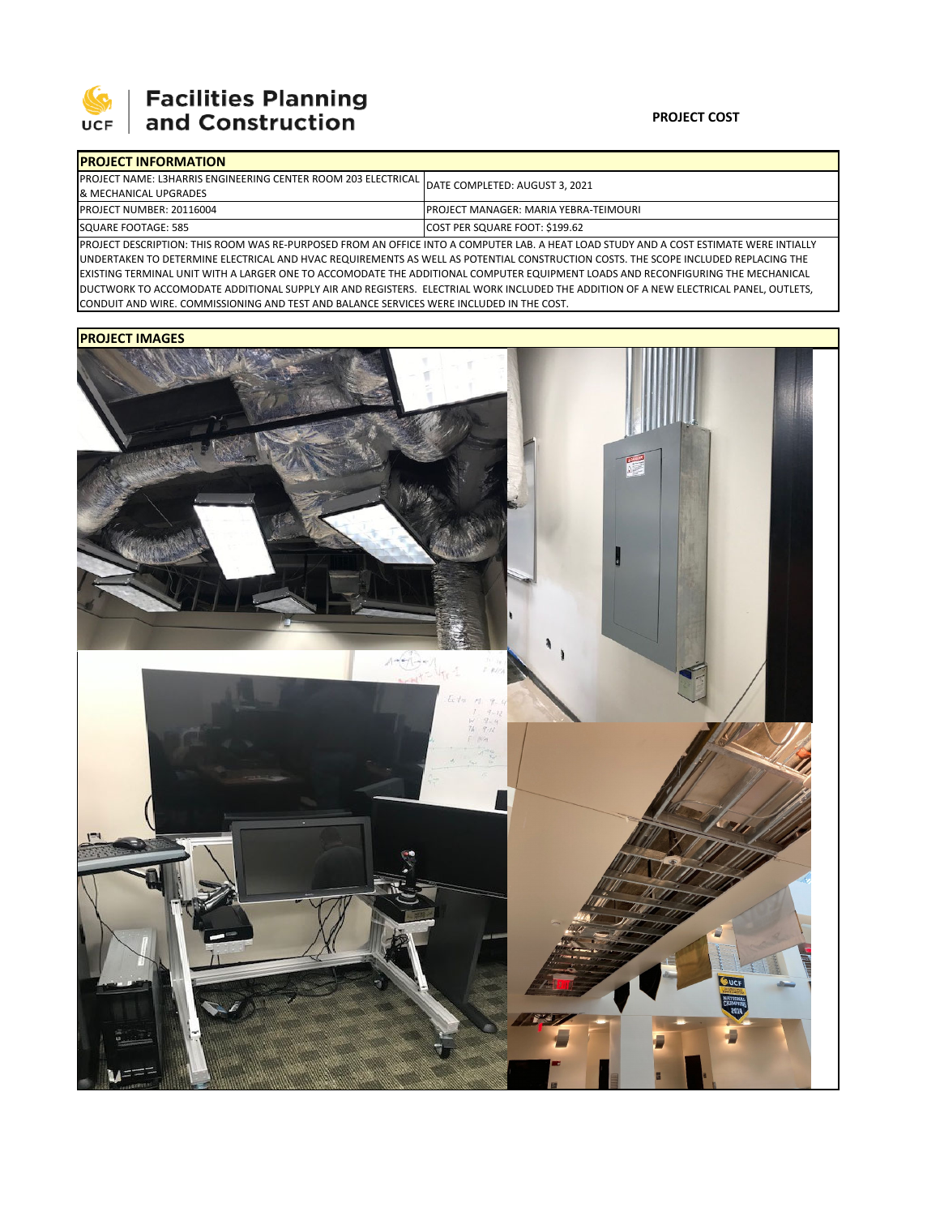# Facilities Planning and Construction

**PROJECT COST**

## PROJECT INFORMATION

| | |
|---|---|
| PROJECT NAME: L3HARRIS ENGINEERING CENTER ROOM 203 ELECTRICAL & MECHANICAL UPGRADES | DATE COMPLETED: AUGUST 3, 2021 |
| PROJECT NUMBER: 20116004 | PROJECT MANAGER: MARIA YEBRA-TEIMOURI |
| SQUARE FOOTAGE: 585 | COST PER SQUARE FOOT: $199.62 |

PROJECT DESCRIPTION: THIS ROOM WAS RE-PURPOSED FROM AN OFFICE INTO A COMPUTER LAB. A HEAT LOAD STUDY AND A COST ESTIMATE WERE INTIALLY UNDERTAKEN TO DETERMINE ELECTRICAL AND HVAC REQUIREMENTS AS WELL AS POTENTIAL CONSTRUCTION COSTS. THE SCOPE INCLUDED REPLACING THE EXISTING TERMINAL UNIT WITH A LARGER ONE TO ACCOMODATE THE ADDITIONAL COMPUTER EQUIPMENT LOADS AND RECONFIGURING THE MECHANICAL DUCTWORK TO ACCOMODATE ADDITIONAL SUPPLY AIR AND REGISTERS. ELECTRIAL WORK INCLUDED THE ADDITION OF A NEW ELECTRICAL PANEL, OUTLETS, CONDUIT AND WIRE. COMMISSIONING AND TEST AND BALANCE SERVICES WERE INCLUDED IN THE COST.

## PROJECT IMAGES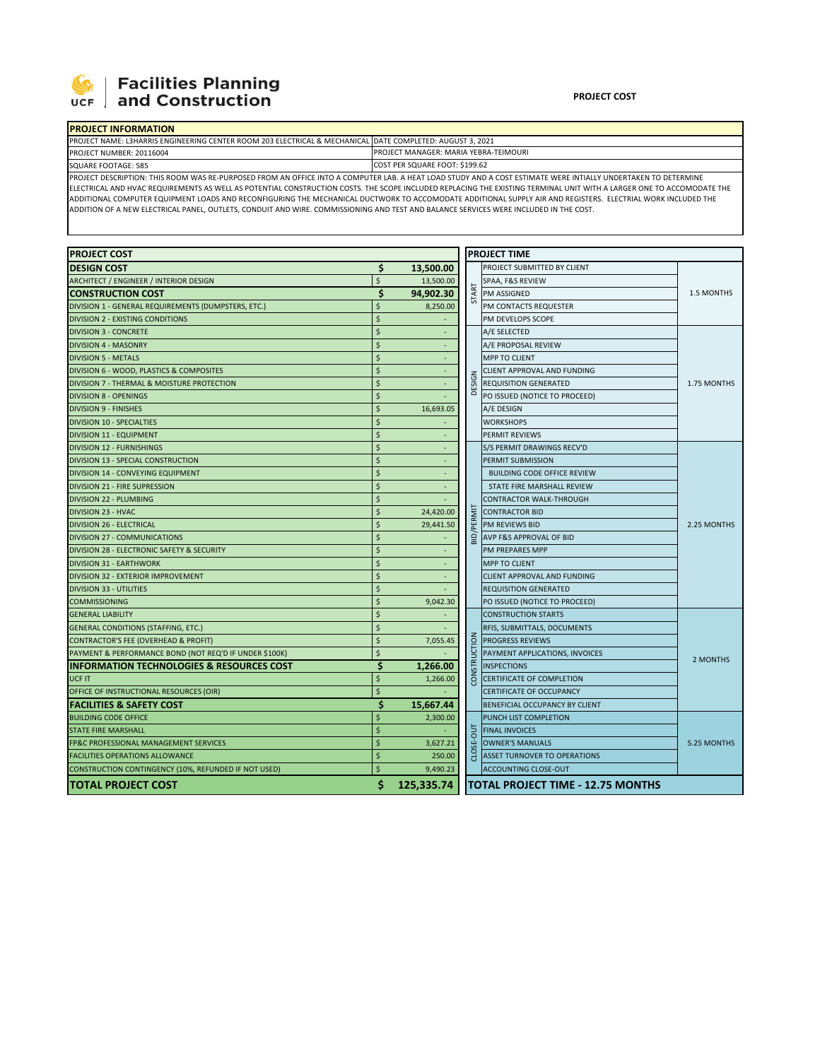**Facilities Planning and Construction**

**PROJECT COST**

| **PROJECT INFORMATION** | |
|---|---|
| PROJECT NAME: L3HARRIS ENGINEERING CENTER ROOM 203 ELECTRICAL & MECHANICAL | DATE COMPLETED: AUGUST 3, 2021 |
| PROJECT NUMBER: 20116004 | PROJECT MANAGER: MARIA YEBRA-TEIMOURI |
| SQUARE FOOTAGE: 585 | COST PER SQUARE FOOT: $199.62 |

PROJECT DESCRIPTION: THIS ROOM WAS RE-PURPOSED FROM AN OFFICE INTO A COMPUTER LAB. A HEAT LOAD STUDY AND A COST ESTIMATE WERE INTIALLY UNDERTAKEN TO DETERMINE ELECTRICAL AND HVAC REQUIREMENTS AS WELL AS POTENTIAL CONSTRUCTION COSTS. THE SCOPE INCLUDED REPLACING THE EXISTING TERMINAL UNIT WITH A LARGER ONE TO ACCOMODATE THE ADDITIONAL COMPUTER EQUIPMENT LOADS AND RECONFIGURING THE MECHANICAL DUCTWORK TO ACCOMODATE ADDITIONAL SUPPLY AIR AND REGISTERS. ELECTRIAL WORK INCLUDED THE ADDITION OF A NEW ELECTRICAL PANEL, OUTLETS, CONDUIT AND WIRE. COMMISSIONING AND TEST AND BALANCE SERVICES WERE INCLUDED IN THE COST.

| **PROJECT COST** | | |
|---|---|---|
| **DESIGN COST** | **$** | **13,500.00** |
| ARCHITECT / ENGINEER / INTERIOR DESIGN | $ | 13,500.00 |
| **CONSTRUCTION COST** | **$** | **94,902.30** |
| DIVISION 1 - GENERAL REQUIREMENTS (DUMPSTERS, ETC.) | $ | 8,250.00 |
| DIVISION 2 - EXISTING CONDITIONS | $ | - |
| DIVISION 3 - CONCRETE | $ | - |
| DIVISION 4 - MASONRY | $ | - |
| DIVISION 5 - METALS | $ | - |
| DIVISION 6 - WOOD, PLASTICS & COMPOSITES | $ | - |
| DIVISION 7 - THERMAL & MOISTURE PROTECTION | $ | - |
| DIVISION 8 - OPENINGS | $ | - |
| DIVISION 9 - FINISHES | $ | 16,693.05 |
| DIVISION 10 - SPECIALTIES | $ | - |
| DIVISION 11 - EQUIPMENT | $ | - |
| DIVISION 12 - FURNISHINGS | $ | - |
| DIVISION 13 - SPECIAL CONSTRUCTION | $ | - |
| DIVISION 14 - CONVEYING EQUIPMENT | $ | - |
| DIVISION 21 - FIRE SUPRESSION | $ | - |
| DIVISION 22 - PLUMBING | $ | - |
| DIVISION 23 - HVAC | $ | 24,420.00 |
| DIVISION 26 - ELECTRICAL | $ | 29,441.50 |
| DIVISION 27 - COMMUNICATIONS | $ | - |
| DIVISION 28 - ELECTRONIC SAFETY & SECURITY | $ | - |
| DIVISION 31 - EARTHWORK | $ | - |
| DIVISION 32 - EXTERIOR IMPROVEMENT | $ | - |
| DIVISION 33 - UTILITIES | $ | - |
| COMMISSIONING | $ | 9,042.30 |
| GENERAL LIABILITY | $ | - |
| GENERAL CONDITIONS (STAFFING, ETC.) | $ | - |
| CONTRACTOR'S FEE (OVERHEAD & PROFIT) | $ | 7,055.45 |
| PAYMENT & PERFORMANCE BOND (NOT REQ'D IF UNDER $100K) | $ | - |
| **INFORMATION TECHNOLOGIES & RESOURCES COST** | **$** | **1,266.00** |
| UCF IT | $ | 1,266.00 |
| OFFICE OF INSTRUCTIONAL RESOURCES (OIR) | $ | - |
| **FACILITIES & SAFETY COST** | **$** | **15,667.44** |
| BUILDING CODE OFFICE | $ | 2,300.00 |
| STATE FIRE MARSHALL | $ | - |
| FP&C PROFESSIONAL MANAGEMENT SERVICES | $ | 3,627.21 |
| FACILITIES OPERATIONS ALLOWANCE | $ | 250.00 |
| CONSTRUCTION CONTINGENCY (10%, REFUNDED IF NOT USED) | $ | 9,490.23 |
| **TOTAL PROJECT COST** | **$** | **125,335.74** |

| **PROJECT TIME** | | |
|---|---|---|
| START | PROJECT SUBMITTED BY CLIENT | 1.5 MONTHS |
| | SPAA, F&S REVIEW | |
| | PM ASSIGNED | |
| | PM CONTACTS REQUESTER | |
| | PM DEVELOPS SCOPE | |
| DESIGN | A/E SELECTED | 1.75 MONTHS |
| | A/E PROPOSAL REVIEW | |
| | MPP TO CLIENT | |
| | CLIENT APPROVAL AND FUNDING | |
| | REQUISITION GENERATED | |
| | PO ISSUED (NOTICE TO PROCEED) | |
| | A/E DESIGN | |
| | WORKSHOPS | |
| | PERMIT REVIEWS | |
| BID/PERMIT | S/S PERMIT DRAWINGS RECV'D | 2.25 MONTHS |
| | PERMIT SUBMISSION | |
| | BUILDING CODE OFFICE REVIEW | |
| | STATE FIRE MARSHALL REVIEW | |
| | CONTRACTOR WALK-THROUGH | |
| | CONTRACTOR BID | |
| | PM REVIEWS BID | |
| | AVP F&S APPROVAL OF BID | |
| | PM PREPARES MPP | |
| | MPP TO CLIENT | |
| | CLIENT APPROVAL AND FUNDING | |
| | REQUISITION GENERATED | |
| | PO ISSUED (NOTICE TO PROCEED) | |
| CONSTRUCTION | CONSTRUCTION STARTS | 2 MONTHS |
| | RFIS, SUBMITTALS, DOCUMENTS | |
| | PROGRESS REVIEWS | |
| | PAYMENT APPLICATIONS, INVOICES | |
| | INSPECTIONS | |
| | CERTIFICATE OF COMPLETION | |
| | CERTIFICATE OF OCCUPANCY | |
| | BENEFICIAL OCCUPANCY BY CLIENT | |
| CLOSE-OUT | PUNCH LIST COMPLETION | 5.25 MONTHS |
| | FINAL INVOICES | |
| | OWNER'S MANUALS | |
| | ASSET TURNOVER TO OPERATIONS | |
| | ACCOUNTING CLOSE-OUT | |
| **TOTAL PROJECT TIME - 12.75 MONTHS** | | |